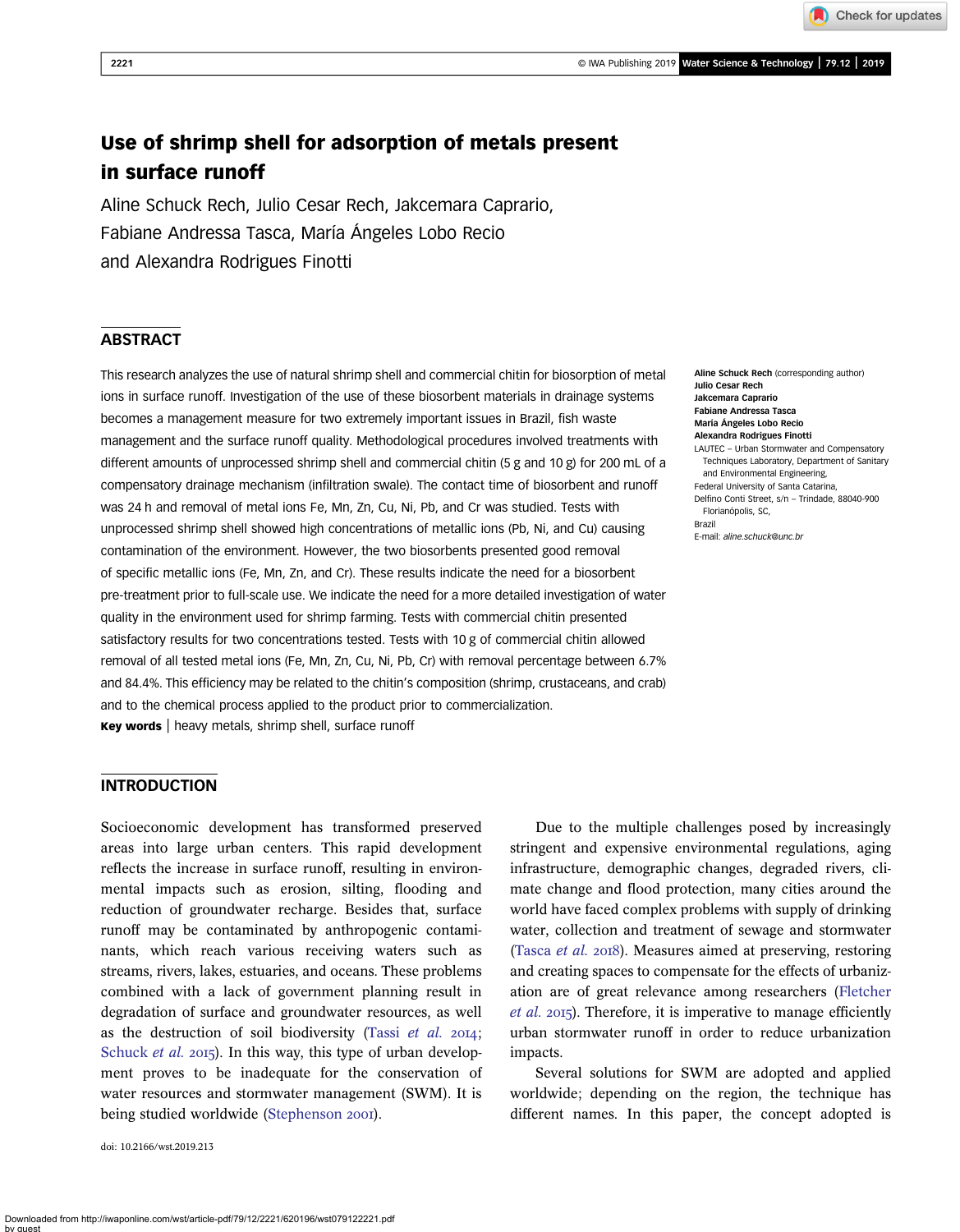# Use of shrimp shell for adsorption of metals present in surface runoff

Aline Schuck Rech, Julio Cesar Rech, Jakcemara Caprario, Fabiane Andressa Tasca, María Ángeles Lobo Recio and Alexandra Rodrigues Finotti

## ABSTRACT

This research analyzes the use of natural shrimp shell and commercial chitin for biosorption of metal ions in surface runoff. Investigation of the use of these biosorbent materials in drainage systems becomes a management measure for two extremely important issues in Brazil, fish waste management and the surface runoff quality. Methodological procedures involved treatments with different amounts of unprocessed shrimp shell and commercial chitin (5 g and 10 g) for 200 mL of a compensatory drainage mechanism (infiltration swale). The contact time of biosorbent and runoff was 24 h and removal of metal ions Fe, Mn, Zn, Cu, Ni, Pb, and Cr was studied. Tests with unprocessed shrimp shell showed high concentrations of metallic ions (Pb, Ni, and Cu) causing contamination of the environment. However, the two biosorbents presented good removal of specific metallic ions (Fe, Mn, Zn, and Cr). These results indicate the need for a biosorbent pre-treatment prior to full-scale use. We indicate the need for a more detailed investigation of water quality in the environment used for shrimp farming. Tests with commercial chitin presented satisfactory results for two concentrations tested. Tests with 10 g of commercial chitin allowed removal of all tested metal ions (Fe, Mn, Zn, Cu, Ni, Pb, Cr) with removal percentage between 6.7% and 84.4%. This efficiency may be related to the chitin's composition (shrimp, crustaceans, and crab) and to the chemical process applied to the product prior to commercialization.

**Key words** | heavy metals, shrimp shell, surface runoff

**Aline Schuck Rech** (corresponding author)
**Julio Cesar Rech**
**Jakcemara Caprario**
**Fabiane Andressa Tasca**
**María Ángeles Lobo Recio**
**Alexandra Rodrigues Finotti**
LAUTEC – Urban Stormwater and Compensatory Techniques Laboratory, Department of Sanitary and Environmental Engineering,
Federal University of Santa Catarina,
Delfino Conti Street, s/n – Trindade, 88040-900 Florianópolis, SC,
Brazil
E-mail: *aline.schuck@unc.br*

## INTRODUCTION

Socioeconomic development has transformed preserved areas into large urban centers. This rapid development reflects the increase in surface runoff, resulting in environmental impacts such as erosion, silting, flooding and reduction of groundwater recharge. Besides that, surface runoff may be contaminated by anthropogenic contaminants, which reach various receiving waters such as streams, rivers, lakes, estuaries, and oceans. These problems combined with a lack of government planning result in degradation of surface and groundwater resources, as well as the destruction of soil biodiversity (Tassi *et al.* 2014; Schuck *et al.* 2015). In this way, this type of urban development proves to be inadequate for the conservation of water resources and stormwater management (SWM). It is being studied worldwide (Stephenson 2001).

Due to the multiple challenges posed by increasingly stringent and expensive environmental regulations, aging infrastructure, demographic changes, degraded rivers, climate change and flood protection, many cities around the world have faced complex problems with supply of drinking water, collection and treatment of sewage and stormwater (Tasca *et al.* 2018). Measures aimed at preserving, restoring and creating spaces to compensate for the effects of urbanization are of great relevance among researchers (Fletcher *et al.* 2015). Therefore, it is imperative to manage efficiently urban stormwater runoff in order to reduce urbanization impacts.

Several solutions for SWM are adopted and applied worldwide; depending on the region, the technique has different names. In this paper, the concept adopted is

doi: 10.2166/wst.2019.213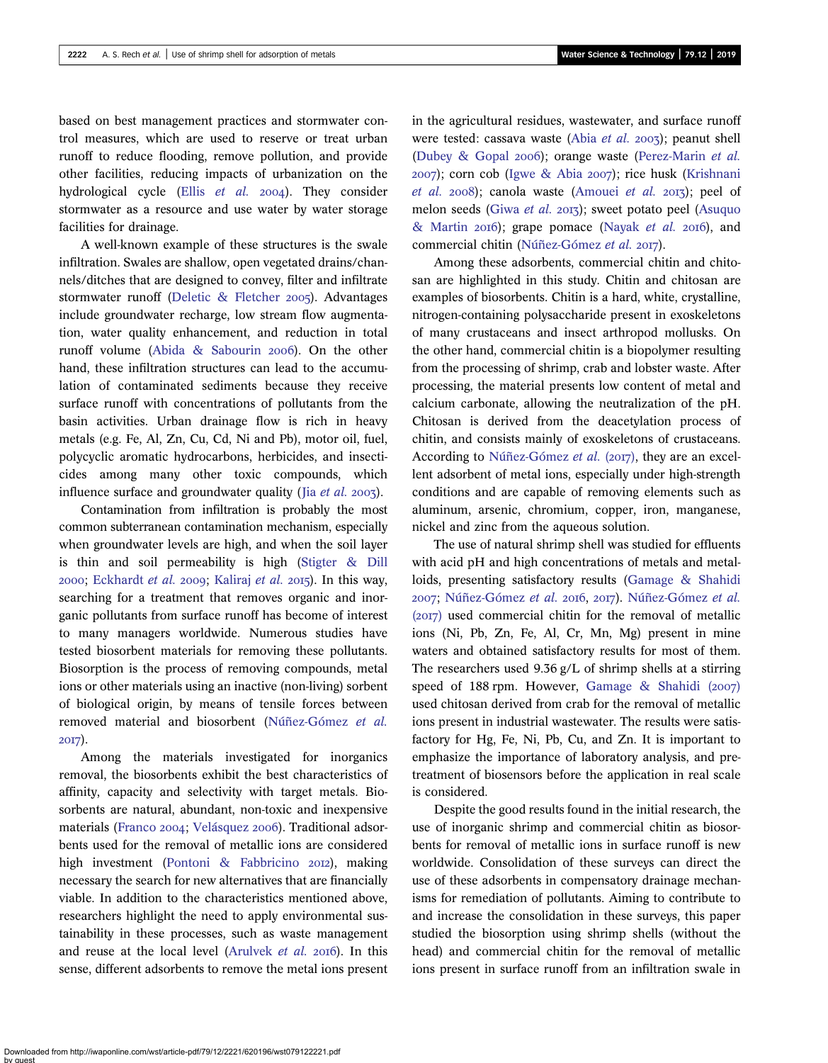based on best management practices and stormwater control measures, which are used to reserve or treat urban runoff to reduce flooding, remove pollution, and provide other facilities, reducing impacts of urbanization on the hydrological cycle (Ellis *et al.* 2004). They consider stormwater as a resource and use water by water storage facilities for drainage.

A well-known example of these structures is the swale infiltration. Swales are shallow, open vegetated drains/channels/ditches that are designed to convey, filter and infiltrate stormwater runoff (Deletic & Fletcher 2005). Advantages include groundwater recharge, low stream flow augmentation, water quality enhancement, and reduction in total runoff volume (Abida & Sabourin 2006). On the other hand, these infiltration structures can lead to the accumulation of contaminated sediments because they receive surface runoff with concentrations of pollutants from the basin activities. Urban drainage flow is rich in heavy metals (e.g. Fe, Al, Zn, Cu, Cd, Ni and Pb), motor oil, fuel, polycyclic aromatic hydrocarbons, herbicides, and insecticides among many other toxic compounds, which influence surface and groundwater quality (Jia *et al.* 2003).

Contamination from infiltration is probably the most common subterranean contamination mechanism, especially when groundwater levels are high, and when the soil layer is thin and soil permeability is high (Stigter & Dill 2000; Eckhardt *et al.* 2009; Kaliraj *et al.* 2015). In this way, searching for a treatment that removes organic and inorganic pollutants from surface runoff has become of interest to many managers worldwide. Numerous studies have tested biosorbent materials for removing these pollutants. Biosorption is the process of removing compounds, metal ions or other materials using an inactive (non-living) sorbent of biological origin, by means of tensile forces between removed material and biosorbent (Núñez-Gómez *et al.* 2017).

Among the materials investigated for inorganics removal, the biosorbents exhibit the best characteristics of affinity, capacity and selectivity with target metals. Biosorbents are natural, abundant, non-toxic and inexpensive materials (Franco 2004; Velásquez 2006). Traditional adsorbents used for the removal of metallic ions are considered high investment (Pontoni & Fabbricino 2012), making necessary the search for new alternatives that are financially viable. In addition to the characteristics mentioned above, researchers highlight the need to apply environmental sustainability in these processes, such as waste management and reuse at the local level (Arulvek *et al.* 2016). In this sense, different adsorbents to remove the metal ions present in the agricultural residues, wastewater, and surface runoff were tested: cassava waste (Abia *et al.* 2003); peanut shell (Dubey & Gopal 2006); orange waste (Perez-Marin *et al.* 2007); corn cob (Igwe & Abia 2007); rice husk (Krishnani *et al.* 2008); canola waste (Amouei *et al.* 2013); peel of melon seeds (Giwa *et al.* 2013); sweet potato peel (Asuquo & Martin 2016); grape pomace (Nayak *et al.* 2016), and commercial chitin (Núñez-Gómez *et al.* 2017).

Among these adsorbents, commercial chitin and chitosan are highlighted in this study. Chitin and chitosan are examples of biosorbents. Chitin is a hard, white, crystalline, nitrogen-containing polysaccharide present in exoskeletons of many crustaceans and insect arthropod mollusks. On the other hand, commercial chitin is a biopolymer resulting from the processing of shrimp, crab and lobster waste. After processing, the material presents low content of metal and calcium carbonate, allowing the neutralization of the pH. Chitosan is derived from the deacetylation process of chitin, and consists mainly of exoskeletons of crustaceans. According to Núñez-Gómez *et al.* (2017), they are an excellent adsorbent of metal ions, especially under high-strength conditions and are capable of removing elements such as aluminum, arsenic, chromium, copper, iron, manganese, nickel and zinc from the aqueous solution.

The use of natural shrimp shell was studied for effluents with acid pH and high concentrations of metals and metalloids, presenting satisfactory results (Gamage & Shahidi 2007; Núñez-Gómez *et al.* 2016, 2017). Núñez-Gómez *et al.* (2017) used commercial chitin for the removal of metallic ions (Ni, Pb, Zn, Fe, Al, Cr, Mn, Mg) present in mine waters and obtained satisfactory results for most of them. The researchers used 9.36 g/L of shrimp shells at a stirring speed of 188 rpm. However, Gamage & Shahidi (2007) used chitosan derived from crab for the removal of metallic ions present in industrial wastewater. The results were satisfactory for Hg, Fe, Ni, Pb, Cu, and Zn. It is important to emphasize the importance of laboratory analysis, and pretreatment of biosensors before the application in real scale is considered.

Despite the good results found in the initial research, the use of inorganic shrimp and commercial chitin as biosorbents for removal of metallic ions in surface runoff is new worldwide. Consolidation of these surveys can direct the use of these adsorbents in compensatory drainage mechanisms for remediation of pollutants. Aiming to contribute to and increase the consolidation in these surveys, this paper studied the biosorption using shrimp shells (without the head) and commercial chitin for the removal of metallic ions present in surface runoff from an infiltration swale in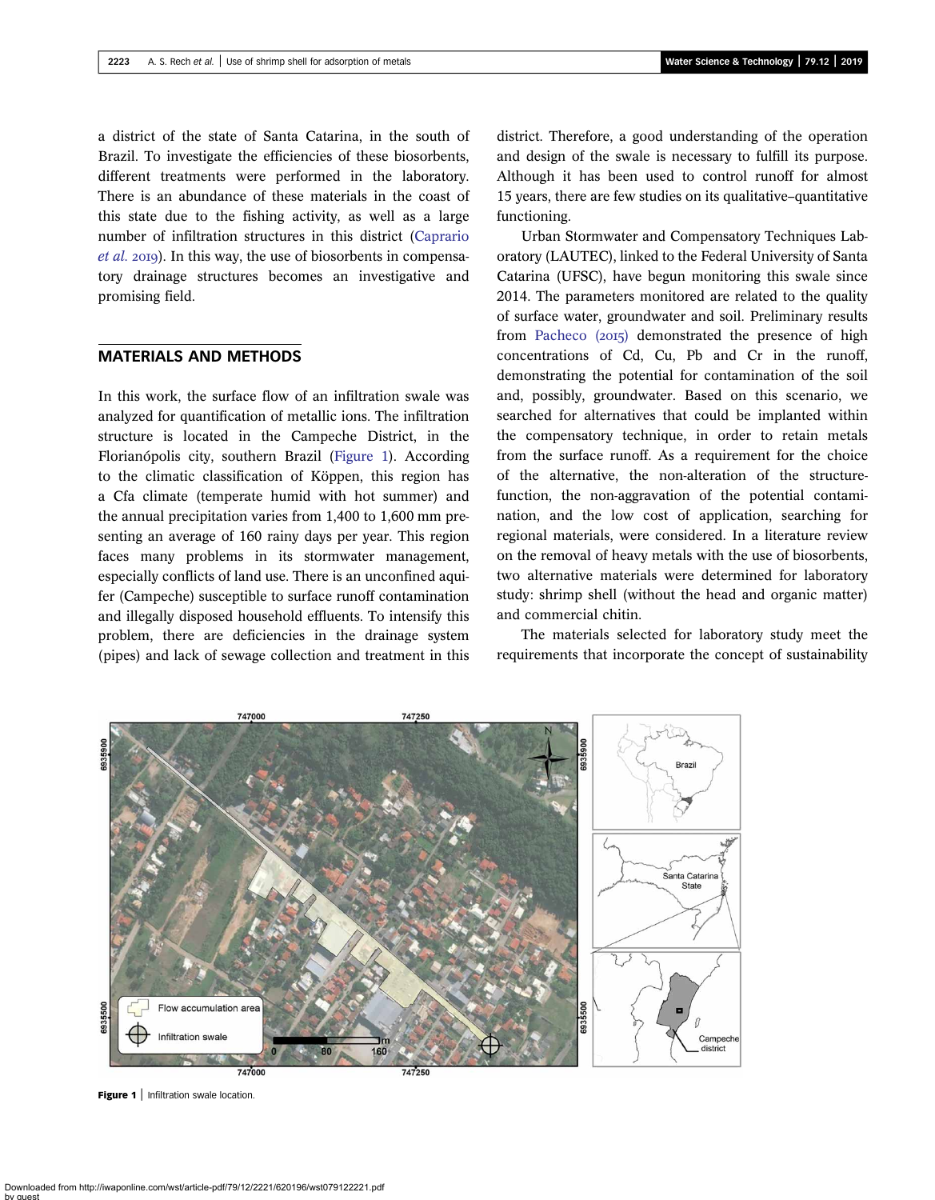a district of the state of Santa Catarina, in the south of Brazil. To investigate the efficiencies of these biosorbents, different treatments were performed in the laboratory. There is an abundance of these materials in the coast of this state due to the fishing activity, as well as a large number of infiltration structures in this district (Caprario et al. 2019). In this way, the use of biosorbents in compensatory drainage structures becomes an investigative and promising field.

## MATERIALS AND METHODS

In this work, the surface flow of an infiltration swale was analyzed for quantification of metallic ions. The infiltration structure is located in the Campeche District, in the Florianópolis city, southern Brazil (Figure 1). According to the climatic classification of Köppen, this region has a Cfa climate (temperate humid with hot summer) and the annual precipitation varies from 1,400 to 1,600 mm presenting an average of 160 rainy days per year. This region faces many problems in its stormwater management, especially conflicts of land use. There is an unconfined aquifer (Campeche) susceptible to surface runoff contamination and illegally disposed household effluents. To intensify this problem, there are deficiencies in the drainage system (pipes) and lack of sewage collection and treatment in this district. Therefore, a good understanding of the operation and design of the swale is necessary to fulfill its purpose. Although it has been used to control runoff for almost 15 years, there are few studies on its qualitative–quantitative functioning.

Urban Stormwater and Compensatory Techniques Laboratory (LAUTEC), linked to the Federal University of Santa Catarina (UFSC), have begun monitoring this swale since 2014. The parameters monitored are related to the quality of surface water, groundwater and soil. Preliminary results from Pacheco (2015) demonstrated the presence of high concentrations of Cd, Cu, Pb and Cr in the runoff, demonstrating the potential for contamination of the soil and, possibly, groundwater. Based on this scenario, we searched for alternatives that could be implanted within the compensatory technique, in order to retain metals from the surface runoff. As a requirement for the choice of the alternative, the non-alteration of the structure-function, the non-aggravation of the potential contamination, and the low cost of application, searching for regional materials, were considered. In a literature review on the removal of heavy metals with the use of biosorbents, two alternative materials were determined for laboratory study: shrimp shell (without the head and organic matter) and commercial chitin.

The materials selected for laboratory study meet the requirements that incorporate the concept of sustainability

**Figure 1** | Infiltration swale location.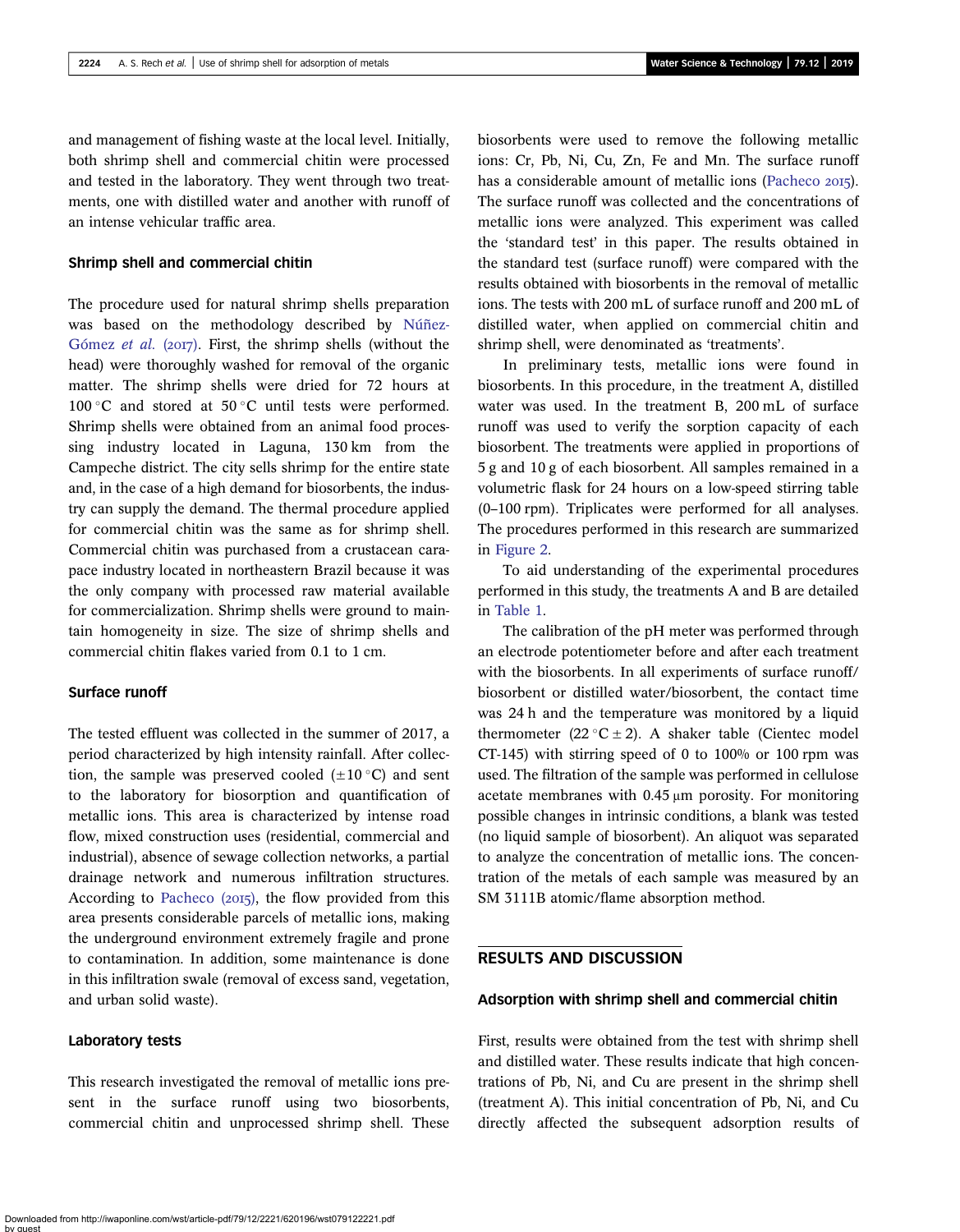and management of fishing waste at the local level. Initially, both shrimp shell and commercial chitin were processed and tested in the laboratory. They went through two treatments, one with distilled water and another with runoff of an intense vehicular traffic area.

### Shrimp shell and commercial chitin

The procedure used for natural shrimp shells preparation was based on the methodology described by Núñez-Gómez *et al.* (2017). First, the shrimp shells (without the head) were thoroughly washed for removal of the organic matter. The shrimp shells were dried for 72 hours at 100 °C and stored at 50 °C until tests were performed. Shrimp shells were obtained from an animal food processing industry located in Laguna, 130 km from the Campeche district. The city sells shrimp for the entire state and, in the case of a high demand for biosorbents, the industry can supply the demand. The thermal procedure applied for commercial chitin was the same as for shrimp shell. Commercial chitin was purchased from a crustacean carapace industry located in northeastern Brazil because it was the only company with processed raw material available for commercialization. Shrimp shells were ground to maintain homogeneity in size. The size of shrimp shells and commercial chitin flakes varied from 0.1 to 1 cm.

### Surface runoff

The tested effluent was collected in the summer of 2017, a period characterized by high intensity rainfall. After collection, the sample was preserved cooled (±10 °C) and sent to the laboratory for biosorption and quantification of metallic ions. This area is characterized by intense road flow, mixed construction uses (residential, commercial and industrial), absence of sewage collection networks, a partial drainage network and numerous infiltration structures. According to Pacheco (2015), the flow provided from this area presents considerable parcels of metallic ions, making the underground environment extremely fragile and prone to contamination. In addition, some maintenance is done in this infiltration swale (removal of excess sand, vegetation, and urban solid waste).

### Laboratory tests

This research investigated the removal of metallic ions present in the surface runoff using two biosorbents, commercial chitin and unprocessed shrimp shell. These biosorbents were used to remove the following metallic ions: Cr, Pb, Ni, Cu, Zn, Fe and Mn. The surface runoff has a considerable amount of metallic ions (Pacheco 2015). The surface runoff was collected and the concentrations of metallic ions were analyzed. This experiment was called the 'standard test' in this paper. The results obtained in the standard test (surface runoff) were compared with the results obtained with biosorbents in the removal of metallic ions. The tests with 200 mL of surface runoff and 200 mL of distilled water, when applied on commercial chitin and shrimp shell, were denominated as 'treatments'.

In preliminary tests, metallic ions were found in biosorbents. In this procedure, in the treatment A, distilled water was used. In the treatment B, 200 mL of surface runoff was used to verify the sorption capacity of each biosorbent. The treatments were applied in proportions of 5 g and 10 g of each biosorbent. All samples remained in a volumetric flask for 24 hours on a low-speed stirring table (0–100 rpm). Triplicates were performed for all analyses. The procedures performed in this research are summarized in Figure 2.

To aid understanding of the experimental procedures performed in this study, the treatments A and B are detailed in Table 1.

The calibration of the pH meter was performed through an electrode potentiometer before and after each treatment with the biosorbents. In all experiments of surface runoff/biosorbent or distilled water/biosorbent, the contact time was 24 h and the temperature was monitored by a liquid thermometer (22 °C ± 2). A shaker table (Cientec model CT-145) with stirring speed of 0 to 100% or 100 rpm was used. The filtration of the sample was performed in cellulose acetate membranes with 0.45 μm porosity. For monitoring possible changes in intrinsic conditions, a blank was tested (no liquid sample of biosorbent). An aliquot was separated to analyze the concentration of metallic ions. The concentration of the metals of each sample was measured by an SM 3111B atomic/flame absorption method.

## RESULTS AND DISCUSSION

### Adsorption with shrimp shell and commercial chitin

First, results were obtained from the test with shrimp shell and distilled water. These results indicate that high concentrations of Pb, Ni, and Cu are present in the shrimp shell (treatment A). This initial concentration of Pb, Ni, and Cu directly affected the subsequent adsorption results of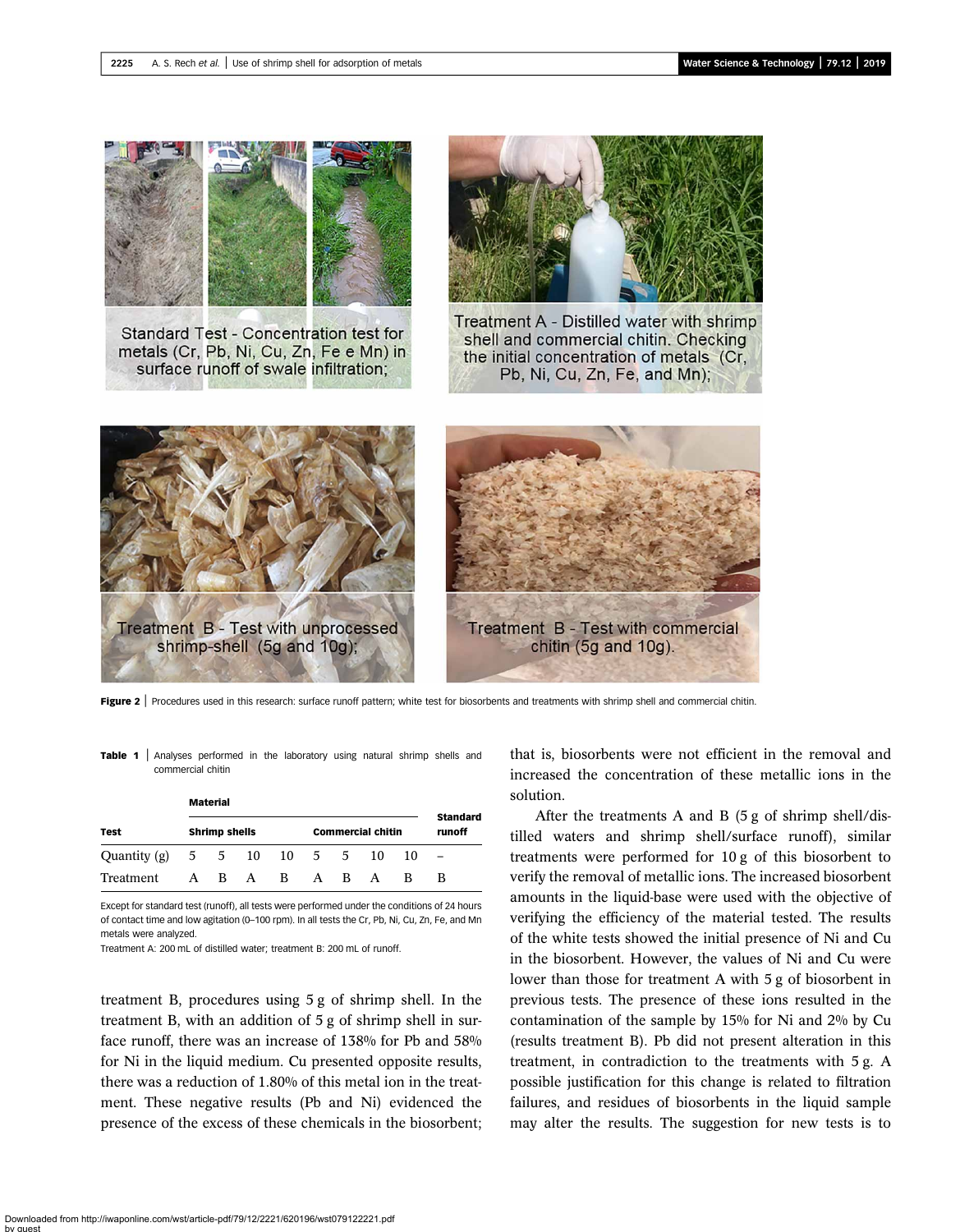Figure 2 | Procedures used in this research: surface runoff pattern; white test for biosorbents and treatments with shrimp shell and commercial chitin.

Table 1 | Analyses performed in the laboratory using natural shrimp shells and commercial chitin

| Test | Material | | | | | | | | Standard runoff |
|---|---|---|---|---|---|---|---|---|---|
| | Shrimp shells | | | | Commercial chitin | | | | |
| Quantity (g) | 5 | 5 | 10 | 10 | 5 | 5 | 10 | 10 | – |
| Treatment | A | B | A | B | A | B | A | B | B |

Except for standard test (runoff), all tests were performed under the conditions of 24 hours of contact time and low agitation (0–100 rpm). In all tests the Cr, Pb, Ni, Cu, Zn, Fe, and Mn metals were analyzed.

Treatment A: 200 mL of distilled water; treatment B: 200 mL of runoff.

treatment B, procedures using 5 g of shrimp shell. In the treatment B, with an addition of 5 g of shrimp shell in surface runoff, there was an increase of 138% for Pb and 58% for Ni in the liquid medium. Cu presented opposite results, there was a reduction of 1.80% of this metal ion in the treatment. These negative results (Pb and Ni) evidenced the presence of the excess of these chemicals in the biosorbent; that is, biosorbents were not efficient in the removal and increased the concentration of these metallic ions in the solution.

After the treatments A and B (5 g of shrimp shell/distilled waters and shrimp shell/surface runoff), similar treatments were performed for 10 g of this biosorbent to verify the removal of metallic ions. The increased biosorbent amounts in the liquid-base were used with the objective of verifying the efficiency of the material tested. The results of the white tests showed the initial presence of Ni and Cu in the biosorbent. However, the values of Ni and Cu were lower than those for treatment A with 5 g of biosorbent in previous tests. The presence of these ions resulted in the contamination of the sample by 15% for Ni and 2% by Cu (results treatment B). Pb did not present alteration in this treatment, in contradiction to the treatments with 5 g. A possible justification for this change is related to filtration failures, and residues of biosorbents in the liquid sample may alter the results. The suggestion for new tests is to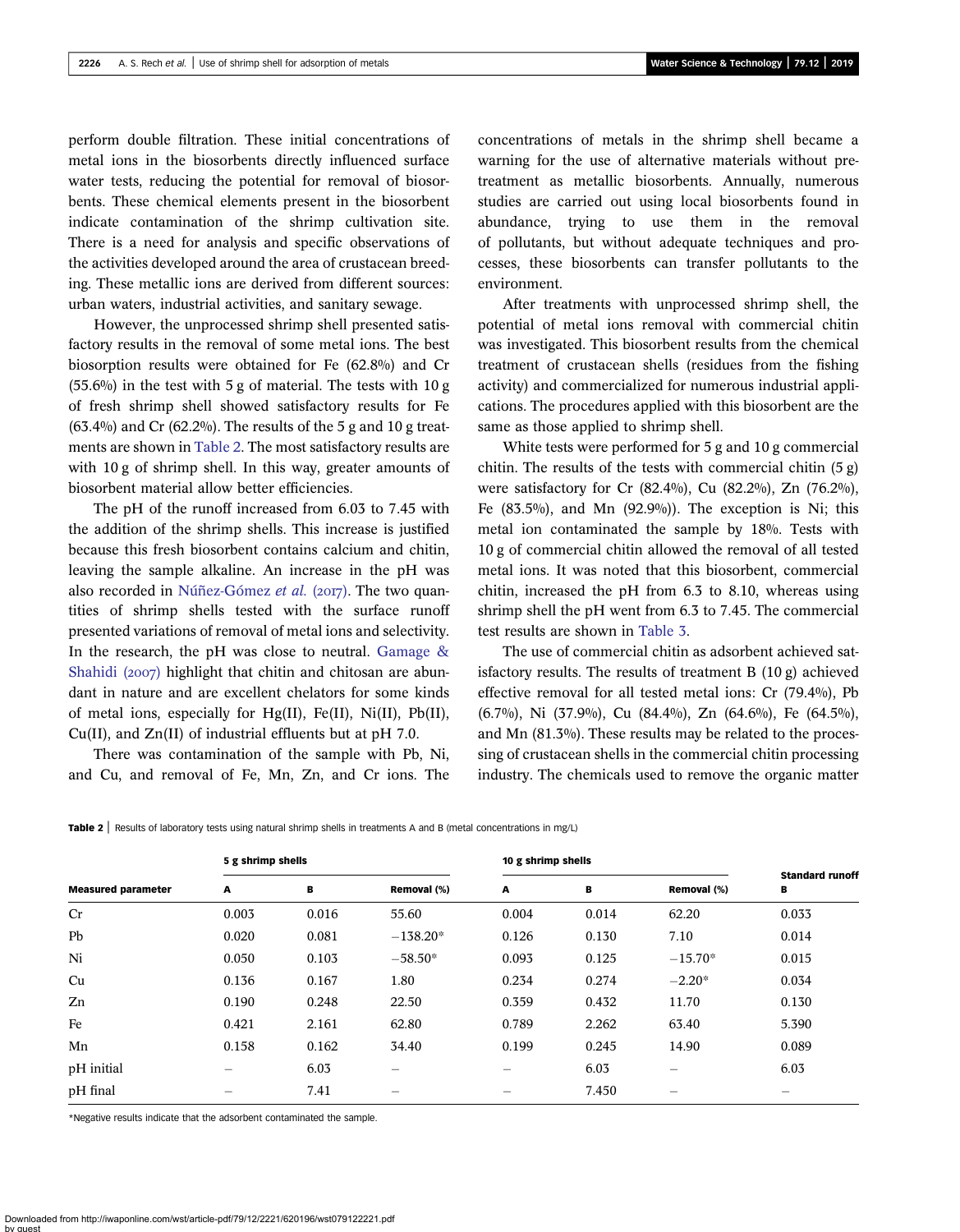perform double filtration. These initial concentrations of metal ions in the biosorbents directly influenced surface water tests, reducing the potential for removal of biosorbents. These chemical elements present in the biosorbent indicate contamination of the shrimp cultivation site. There is a need for analysis and specific observations of the activities developed around the area of crustacean breeding. These metallic ions are derived from different sources: urban waters, industrial activities, and sanitary sewage.

However, the unprocessed shrimp shell presented satisfactory results in the removal of some metal ions. The best biosorption results were obtained for Fe (62.8%) and Cr (55.6%) in the test with 5 g of material. The tests with 10 g of fresh shrimp shell showed satisfactory results for Fe (63.4%) and Cr (62.2%). The results of the 5 g and 10 g treatments are shown in Table 2. The most satisfactory results are with 10 g of shrimp shell. In this way, greater amounts of biosorbent material allow better efficiencies.

The pH of the runoff increased from 6.03 to 7.45 with the addition of the shrimp shells. This increase is justified because this fresh biosorbent contains calcium and chitin, leaving the sample alkaline. An increase in the pH was also recorded in Núñez-Gómez *et al.* (2017). The two quantities of shrimp shells tested with the surface runoff presented variations of removal of metal ions and selectivity. In the research, the pH was close to neutral. Gamage & Shahidi (2007) highlight that chitin and chitosan are abundant in nature and are excellent chelators for some kinds of metal ions, especially for Hg(II), Fe(II), Ni(II), Pb(II), Cu(II), and Zn(II) of industrial effluents but at pH 7.0.

There was contamination of the sample with Pb, Ni, and Cu, and removal of Fe, Mn, Zn, and Cr ions. The concentrations of metals in the shrimp shell became a warning for the use of alternative materials without pretreatment as metallic biosorbents. Annually, numerous studies are carried out using local biosorbents found in abundance, trying to use them in the removal of pollutants, but without adequate techniques and processes, these biosorbents can transfer pollutants to the environment.

After treatments with unprocessed shrimp shell, the potential of metal ions removal with commercial chitin was investigated. This biosorbent results from the chemical treatment of crustacean shells (residues from the fishing activity) and commercialized for numerous industrial applications. The procedures applied with this biosorbent are the same as those applied to shrimp shell.

White tests were performed for 5 g and 10 g commercial chitin. The results of the tests with commercial chitin (5 g) were satisfactory for Cr (82.4%), Cu (82.2%), Zn (76.2%), Fe (83.5%), and Mn (92.9%)). The exception is Ni; this metal ion contaminated the sample by 18%. Tests with 10 g of commercial chitin allowed the removal of all tested metal ions. It was noted that this biosorbent, commercial chitin, increased the pH from 6.3 to 8.10, whereas using shrimp shell the pH went from 6.3 to 7.45. The commercial test results are shown in Table 3.

The use of commercial chitin as adsorbent achieved satisfactory results. The results of treatment B (10 g) achieved effective removal for all tested metal ions: Cr (79.4%), Pb (6.7%), Ni (37.9%), Cu (84.4%), Zn (64.6%), Fe (64.5%), and Mn (81.3%). These results may be related to the processing of crustacean shells in the commercial chitin processing industry. The chemicals used to remove the organic matter

**Table 2** | Results of laboratory tests using natural shrimp shells in treatments A and B (metal concentrations in mg/L)

| Measured parameter | 5 g shrimp shells | | | 10 g shrimp shells | | | Standard runoff |
|---|---|---|---|---|---|---|---|
| | A | B | Removal (%) | A | B | Removal (%) | B |
| Cr | 0.003 | 0.016 | 55.60 | 0.004 | 0.014 | 62.20 | 0.033 |
| Pb | 0.020 | 0.081 | −138.20* | 0.126 | 0.130 | 7.10 | 0.014 |
| Ni | 0.050 | 0.103 | −58.50* | 0.093 | 0.125 | −15.70* | 0.015 |
| Cu | 0.136 | 0.167 | 1.80 | 0.234 | 0.274 | −2.20* | 0.034 |
| Zn | 0.190 | 0.248 | 22.50 | 0.359 | 0.432 | 11.70 | 0.130 |
| Fe | 0.421 | 2.161 | 62.80 | 0.789 | 2.262 | 63.40 | 5.390 |
| Mn | 0.158 | 0.162 | 34.40 | 0.199 | 0.245 | 14.90 | 0.089 |
| pH initial | – | 6.03 | – | – | 6.03 | – | 6.03 |
| pH final | – | 7.41 | – | – | 7.450 | – | – |

*Negative results indicate that the adsorbent contaminated the sample.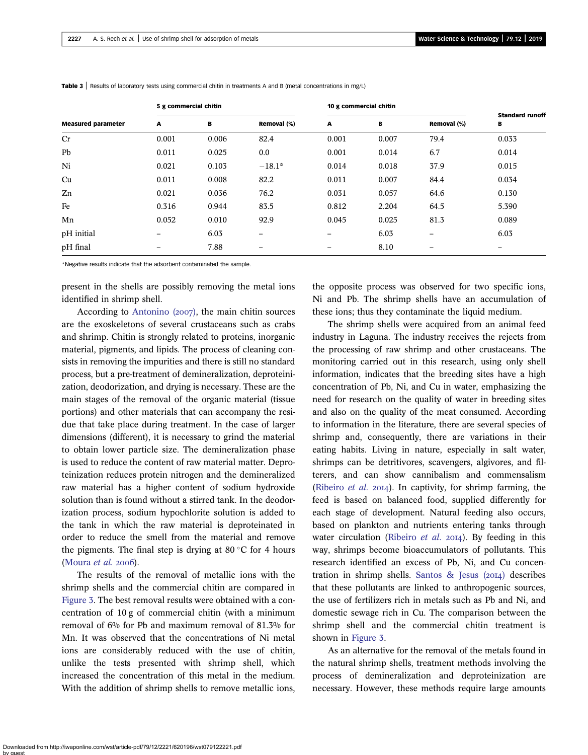**Table 3** | Results of laboratory tests using commercial chitin in treatments A and B (metal concentrations in mg/L)

| Measured parameter | 5 g commercial chitin | | | 10 g commercial chitin | | | Standard runoff |
|---|---|---|---|---|---|---|---|
| | A | B | Removal (%) | A | B | Removal (%) | B |
| Cr | 0.001 | 0.006 | 82.4 | 0.001 | 0.007 | 79.4 | 0.033 |
| Pb | 0.011 | 0.025 | 0.0 | 0.001 | 0.014 | 6.7 | 0.014 |
| Ni | 0.021 | 0.103 | −18.1* | 0.014 | 0.018 | 37.9 | 0.015 |
| Cu | 0.011 | 0.008 | 82.2 | 0.011 | 0.007 | 84.4 | 0.034 |
| Zn | 0.021 | 0.036 | 76.2 | 0.031 | 0.057 | 64.6 | 0.130 |
| Fe | 0.316 | 0.944 | 83.5 | 0.812 | 2.204 | 64.5 | 5.390 |
| Mn | 0.052 | 0.010 | 92.9 | 0.045 | 0.025 | 81.3 | 0.089 |
| pH initial | – | 6.03 | – | – | 6.03 | – | 6.03 |
| pH final | – | 7.88 | – | – | 8.10 | – | – |

*Negative results indicate that the adsorbent contaminated the sample.

present in the shells are possibly removing the metal ions identified in shrimp shell.

According to Antonino (2007), the main chitin sources are the exoskeletons of several crustaceans such as crabs and shrimp. Chitin is strongly related to proteins, inorganic material, pigments, and lipids. The process of cleaning consists in removing the impurities and there is still no standard process, but a pre-treatment of demineralization, deproteinization, deodorization, and drying is necessary. These are the main stages of the removal of the organic material (tissue portions) and other materials that can accompany the residue that take place during treatment. In the case of larger dimensions (different), it is necessary to grind the material to obtain lower particle size. The demineralization phase is used to reduce the content of raw material matter. Deproteinization reduces protein nitrogen and the demineralized raw material has a higher content of sodium hydroxide solution than is found without a stirred tank. In the deodorization process, sodium hypochlorite solution is added to the tank in which the raw material is deproteinated in order to reduce the smell from the material and remove the pigments. The final step is drying at 80 °C for 4 hours (Moura *et al.* 2006).

The results of the removal of metallic ions with the shrimp shells and the commercial chitin are compared in Figure 3. The best removal results were obtained with a concentration of 10 g of commercial chitin (with a minimum removal of 6% for Pb and maximum removal of 81.3% for Mn. It was observed that the concentrations of Ni metal ions are considerably reduced with the use of chitin, unlike the tests presented with shrimp shell, which increased the concentration of this metal in the medium. With the addition of shrimp shells to remove metallic ions, the opposite process was observed for two specific ions, Ni and Pb. The shrimp shells have an accumulation of these ions; thus they contaminate the liquid medium.

The shrimp shells were acquired from an animal feed industry in Laguna. The industry receives the rejects from the processing of raw shrimp and other crustaceans. The monitoring carried out in this research, using only shell information, indicates that the breeding sites have a high concentration of Pb, Ni, and Cu in water, emphasizing the need for research on the quality of water in breeding sites and also on the quality of the meat consumed. According to information in the literature, there are several species of shrimp and, consequently, there are variations in their eating habits. Living in nature, especially in salt water, shrimps can be detritivores, scavengers, algivores, and filterers, and can show cannibalism and commensalism (Ribeiro *et al.* 2014). In captivity, for shrimp farming, the feed is based on balanced food, supplied differently for each stage of development. Natural feeding also occurs, based on plankton and nutrients entering tanks through water circulation (Ribeiro *et al.* 2014). By feeding in this way, shrimps become bioaccumulators of pollutants. This research identified an excess of Pb, Ni, and Cu concentration in shrimp shells. Santos & Jesus (2014) describes that these pollutants are linked to anthropogenic sources, the use of fertilizers rich in metals such as Pb and Ni, and domestic sewage rich in Cu. The comparison between the shrimp shell and the commercial chitin treatment is shown in Figure 3.

As an alternative for the removal of the metals found in the natural shrimp shells, treatment methods involving the process of demineralization and deproteinization are necessary. However, these methods require large amounts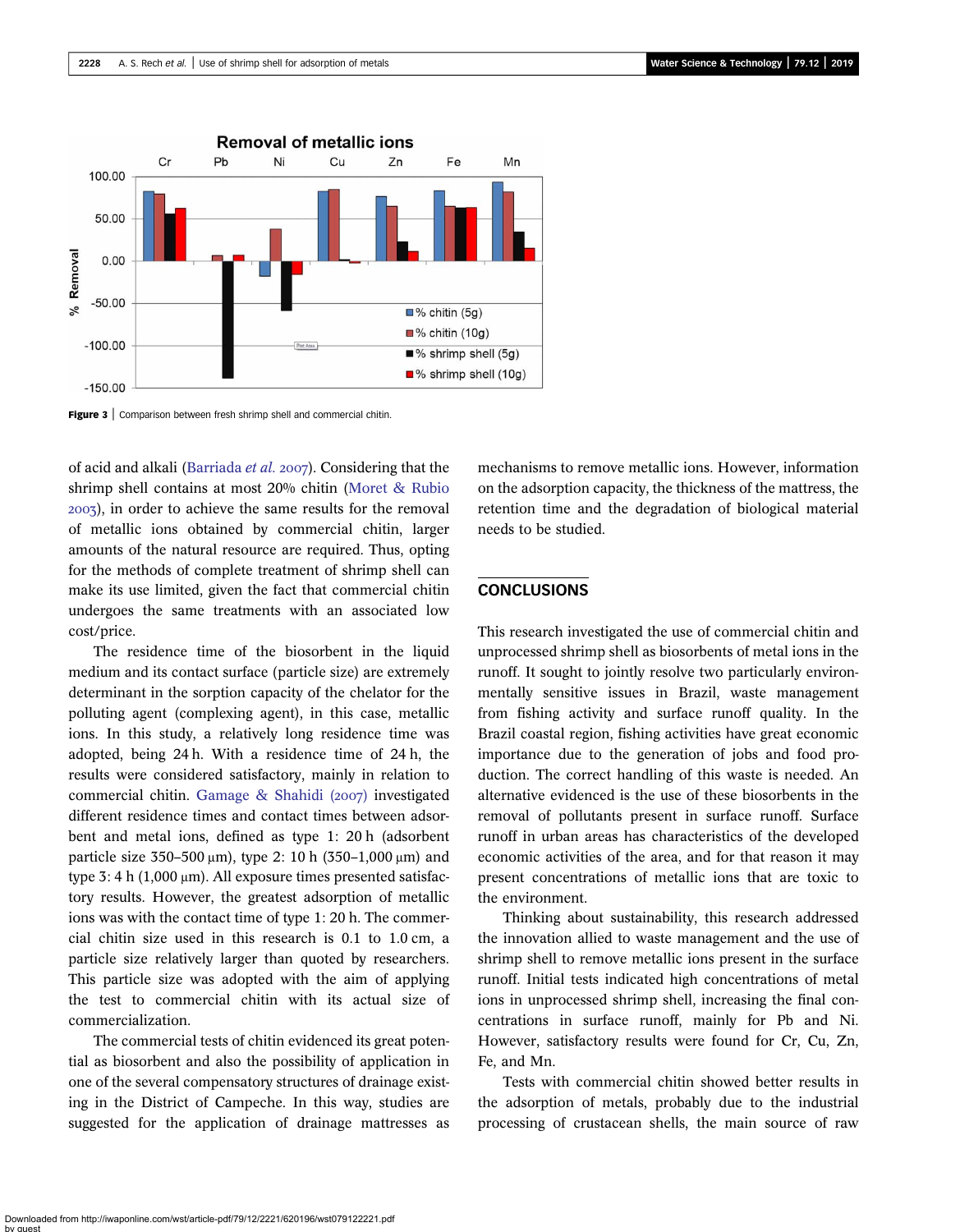Removal of metallic ions

Cr Pb Ni Cu Zn Fe Mn

100.00
50.00
0.00
-50.00
-100.00
-150.00

% Removal

% chitin (5g)
% chitin (10g)
% shrimp shell (5g)
% shrimp shell (10g)

Plot Area

**Figure 3** | Comparison between fresh shrimp shell and commercial chitin.

of acid and alkali (Barriada *et al.* 2007). Considering that the shrimp shell contains at most 20% chitin (Moret & Rubio 2003), in order to achieve the same results for the removal of metallic ions obtained by commercial chitin, larger amounts of the natural resource are required. Thus, opting for the methods of complete treatment of shrimp shell can make its use limited, given the fact that commercial chitin undergoes the same treatments with an associated low cost/price.

The residence time of the biosorbent in the liquid medium and its contact surface (particle size) are extremely determinant in the sorption capacity of the chelator for the polluting agent (complexing agent), in this case, metallic ions. In this study, a relatively long residence time was adopted, being 24 h. With a residence time of 24 h, the results were considered satisfactory, mainly in relation to commercial chitin. Gamage & Shahidi (2007) investigated different residence times and contact times between adsorbent and metal ions, defined as type 1: 20 h (adsorbent particle size 350–500 μm), type 2: 10 h (350–1,000 μm) and type 3: 4 h (1,000 μm). All exposure times presented satisfactory results. However, the greatest adsorption of metallic ions was with the contact time of type 1: 20 h. The commercial chitin size used in this research is 0.1 to 1.0 cm, a particle size relatively larger than quoted by researchers. This particle size was adopted with the aim of applying the test to commercial chitin with its actual size of commercialization.

The commercial tests of chitin evidenced its great potential as biosorbent and also the possibility of application in one of the several compensatory structures of drainage existing in the District of Campeche. In this way, studies are suggested for the application of drainage mattresses as mechanisms to remove metallic ions. However, information on the adsorption capacity, the thickness of the mattress, the retention time and the degradation of biological material needs to be studied.

## CONCLUSIONS

This research investigated the use of commercial chitin and unprocessed shrimp shell as biosorbents of metal ions in the runoff. It sought to jointly resolve two particularly environmentally sensitive issues in Brazil, waste management from fishing activity and surface runoff quality. In the Brazil coastal region, fishing activities have great economic importance due to the generation of jobs and food production. The correct handling of this waste is needed. An alternative evidenced is the use of these biosorbents in the removal of pollutants present in surface runoff. Surface runoff in urban areas has characteristics of the developed economic activities of the area, and for that reason it may present concentrations of metallic ions that are toxic to the environment.

Thinking about sustainability, this research addressed the innovation allied to waste management and the use of shrimp shell to remove metallic ions present in the surface runoff. Initial tests indicated high concentrations of metal ions in unprocessed shrimp shell, increasing the final concentrations in surface runoff, mainly for Pb and Ni. However, satisfactory results were found for Cr, Cu, Zn, Fe, and Mn.

Tests with commercial chitin showed better results in the adsorption of metals, probably due to the industrial processing of crustacean shells, the main source of raw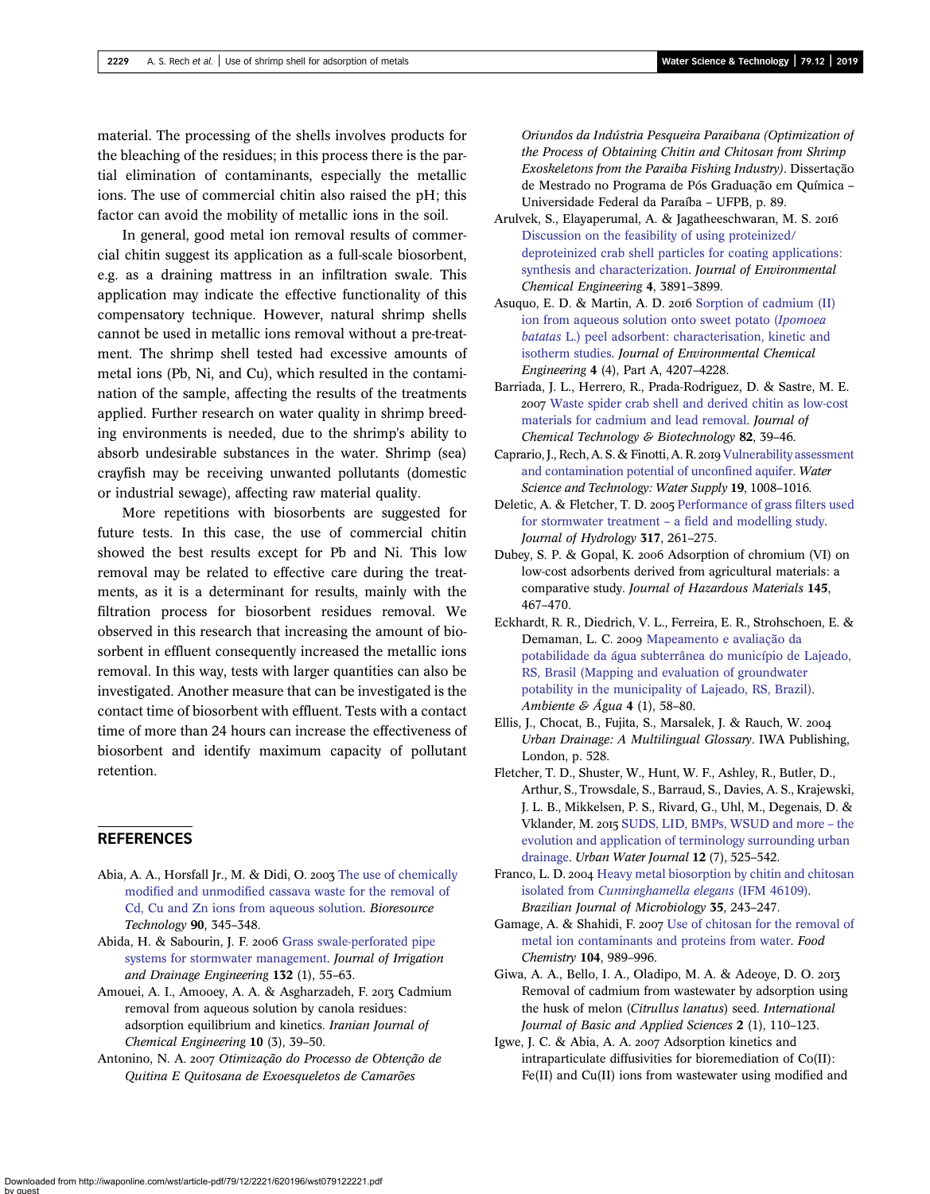material. The processing of the shells involves products for the bleaching of the residues; in this process there is the partial elimination of contaminants, especially the metallic ions. The use of commercial chitin also raised the pH; this factor can avoid the mobility of metallic ions in the soil.

In general, good metal ion removal results of commercial chitin suggest its application as a full-scale biosorbent, e.g. as a draining mattress in an infiltration swale. This application may indicate the effective functionality of this compensatory technique. However, natural shrimp shells cannot be used in metallic ions removal without a pre-treatment. The shrimp shell tested had excessive amounts of metal ions (Pb, Ni, and Cu), which resulted in the contamination of the sample, affecting the results of the treatments applied. Further research on water quality in shrimp breeding environments is needed, due to the shrimp's ability to absorb undesirable substances in the water. Shrimp (sea) crayfish may be receiving unwanted pollutants (domestic or industrial sewage), affecting raw material quality.

More repetitions with biosorbents are suggested for future tests. In this case, the use of commercial chitin showed the best results except for Pb and Ni. This low removal may be related to effective care during the treatments, as it is a determinant for results, mainly with the filtration process for biosorbent residues removal. We observed in this research that increasing the amount of biosorbent in effluent consequently increased the metallic ions removal. In this way, tests with larger quantities can also be investigated. Another measure that can be investigated is the contact time of biosorbent with effluent. Tests with a contact time of more than 24 hours can increase the effectiveness of biosorbent and identify maximum capacity of pollutant retention.

## REFERENCES

Abia, A. A., Horsfall Jr., M. & Didi, O. 2003 The use of chemically modified and unmodified cassava waste for the removal of Cd, Cu and Zn ions from aqueous solution. *Bioresource Technology* **90**, 345–348.

Abida, H. & Sabourin, J. F. 2006 Grass swale-perforated pipe systems for stormwater management. *Journal of Irrigation and Drainage Engineering* **132** (1), 55–63.

Amouei, A. I., Amooey, A. A. & Asgharzadeh, F. 2013 Cadmium removal from aqueous solution by canola residues: adsorption equilibrium and kinetics. *Iranian Journal of Chemical Engineering* **10** (3), 39–50.

Antonino, N. A. 2007 *Otimização do Processo de Obtenção de Quitina E Quitosana de Exoesqueletos de Camarões Oriundos da Indústria Pesqueira Paraibana (Optimization of the Process of Obtaining Chitin and Chitosan from Shrimp Exoskeletons from the Paraiba Fishing Industry)*. Dissertação de Mestrado no Programa de Pós Graduação em Química – Universidade Federal da Paraíba – UFPB, p. 89.

Arulvek, S., Elayaperumal, A. & Jagatheeschwaran, M. S. 2016 Discussion on the feasibility of using proteinized/deproteinized crab shell particles for coating applications: synthesis and characterization. *Journal of Environmental Chemical Engineering* **4**, 3891–3899.

Asuquo, E. D. & Martin, A. D. 2016 Sorption of cadmium (II) ion from aqueous solution onto sweet potato (*Ipomoea batatas* L.) peel adsorbent: characterisation, kinetic and isotherm studies. *Journal of Environmental Chemical Engineering* **4** (4), Part A, 4207–4228.

Barriada, J. L., Herrero, R., Prada-Rodriguez, D. & Sastre, M. E. 2007 Waste spider crab shell and derived chitin as low-cost materials for cadmium and lead removal. *Journal of Chemical Technology & Biotechnology* **82**, 39–46.

Caprario, J., Rech, A. S. & Finotti, A. R. 2019 Vulnerability assessment and contamination potential of unconfined aquifer. *Water Science and Technology: Water Supply* **19**, 1008–1016.

Deletic, A. & Fletcher, T. D. 2005 Performance of grass filters used for stormwater treatment – a field and modelling study. *Journal of Hydrology* **317**, 261–275.

Dubey, S. P. & Gopal, K. 2006 Adsorption of chromium (VI) on low-cost adsorbents derived from agricultural materials: a comparative study. *Journal of Hazardous Materials* **145**, 467–470.

Eckhardt, R. R., Diedrich, V. L., Ferreira, E. R., Strohschoen, E. & Demaman, L. C. 2009 Mapeamento e avaliação da potabilidade da água subterrânea do município de Lajeado, RS, Brasil (Mapping and evaluation of groundwater potability in the municipality of Lajeado, RS, Brazil). *Ambiente & Água* **4** (1), 58–80.

Ellis, J., Chocat, B., Fujita, S., Marsalek, J. & Rauch, W. 2004 *Urban Drainage: A Multilingual Glossary*. IWA Publishing, London, p. 528.

Fletcher, T. D., Shuster, W., Hunt, W. F., Ashley, R., Butler, D., Arthur, S., Trowsdale, S., Barraud, S., Davies, A. S., Krajewski, J. L. B., Mikkelsen, P. S., Rivard, G., Uhl, M., Degenais, D. & Vklander, M. 2015 SUDS, LID, BMPs, WSUD and more – the evolution and application of terminology surrounding urban drainage. *Urban Water Journal* **12** (7), 525–542.

Franco, L. D. 2004 Heavy metal biosorption by chitin and chitosan isolated from *Cunninghamella elegans* (IFM 46109). *Brazilian Journal of Microbiology* **35**, 243–247.

Gamage, A. & Shahidi, F. 2007 Use of chitosan for the removal of metal ion contaminants and proteins from water. *Food Chemistry* **104**, 989–996.

Giwa, A. A., Bello, I. A., Oladipo, M. A. & Adeoye, D. O. 2013 Removal of cadmium from wastewater by adsorption using the husk of melon (*Citrullus lanatus*) seed. *International Journal of Basic and Applied Sciences* **2** (1), 110–123.

Igwe, J. C. & Abia, A. A. 2007 Adsorption kinetics and intraparticulate diffusivities for bioremediation of Co(II): Fe(II) and Cu(II) ions from wastewater using modified and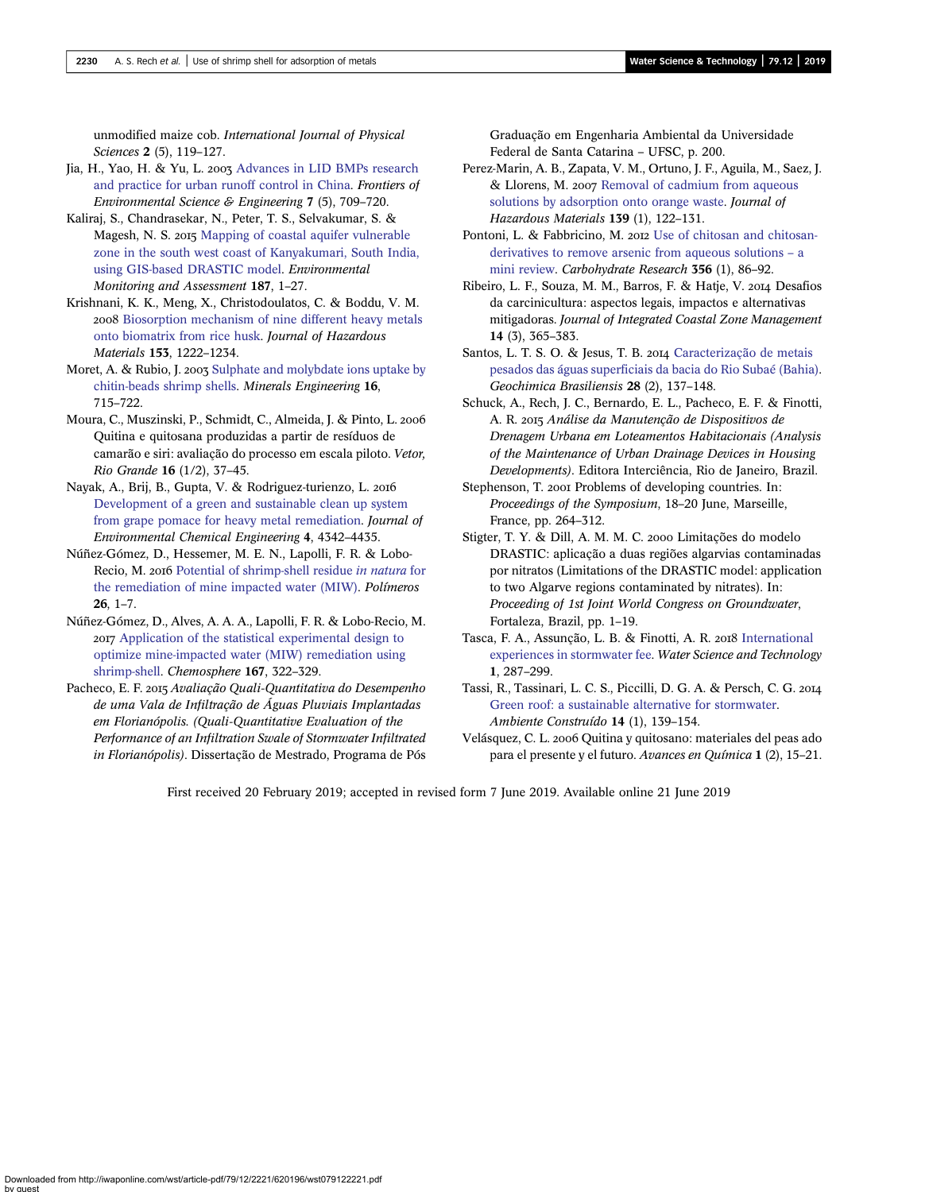unmodified maize cob. *International Journal of Physical Sciences* **2** (5), 119–127.

Jia, H., Yao, H. & Yu, L. 2013 Advances in LID BMPs research and practice for urban runoff control in China. *Frontiers of Environmental Science & Engineering* **7** (5), 709–720.

Kaliraj, S., Chandrasekar, N., Peter, T. S., Selvakumar, S. & Magesh, N. S. 2015 Mapping of coastal aquifer vulnerable zone in the south west coast of Kanyakumari, South India, using GIS-based DRASTIC model. *Environmental Monitoring and Assessment* **187**, 1–27.

Krishnani, K. K., Meng, X., Christodoulatos, C. & Boddu, V. M. 2008 Biosorption mechanism of nine different heavy metals onto biomatrix from rice husk. *Journal of Hazardous Materials* **153**, 1222–1234.

Moret, A. & Rubio, J. 2003 Sulphate and molybdate ions uptake by chitin-beads shrimp shells. *Minerals Engineering* **16**, 715–722.

Moura, C., Muszinski, P., Schmidt, C., Almeida, J. & Pinto, L. 2006 Quitina e quitosana produzidas a partir de resíduos de camarão e siri: avaliação do processo em escala piloto. *Vetor, Rio Grande* **16** (1/2), 37–45.

Nayak, A., Brij, B., Gupta, V. & Rodriguez-turienzo, L. 2016 Development of a green and sustainable clean up system from grape pomace for heavy metal remediation. *Journal of Environmental Chemical Engineering* **4**, 4342–4435.

Núñez-Gómez, D., Hessemer, M. E. N., Lapolli, F. R. & Lobo-Recio, M. 2016 Potential of shrimp-shell residue *in natura* for the remediation of mine impacted water (MIW). *Polímeros* **26**, 1–7.

Núñez-Gómez, D., Alves, A. A. A., Lapolli, F. R. & Lobo-Recio, M. 2017 Application of the statistical experimental design to optimize mine-impacted water (MIW) remediation using shrimp-shell. *Chemosphere* **167**, 322–329.

Pacheco, E. F. 2015 *Avaliação Quali-Quantitativa do Desempenho de uma Vala de Infiltração de Águas Pluviais Implantadas em Florianópolis. (Quali-Quantitative Evaluation of the Performance of an Infiltration Swale of Stormwater Infiltrated in Florianópolis)*. Dissertação de Mestrado, Programa de Pós Graduação em Engenharia Ambiental da Universidade Federal de Santa Catarina – UFSC, p. 200.

Perez-Marin, A. B., Zapata, V. M., Ortuno, J. F., Aguila, M., Saez, J. & Llorens, M. 2007 Removal of cadmium from aqueous solutions by adsorption onto orange waste. *Journal of Hazardous Materials* **139** (1), 122–131.

Pontoni, L. & Fabbricino, M. 2012 Use of chitosan and chitosan-derivatives to remove arsenic from aqueous solutions – a mini review. *Carbohydrate Research* **356** (1), 86–92.

Ribeiro, L. F., Souza, M. M., Barros, F. & Hatje, V. 2014 Desafios da carcinicultura: aspectos legais, impactos e alternativas mitigadoras. *Journal of Integrated Coastal Zone Management* **14** (3), 365–383.

Santos, L. T. S. O. & Jesus, T. B. 2014 Caracterização de metais pesados das águas superficiais da bacia do Rio Subaé (Bahia). *Geochimica Brasiliensis* **28** (2), 137–148.

Schuck, A., Rech, J. C., Bernardo, E. L., Pacheco, E. F. & Finotti, A. R. 2015 *Análise da Manutenção de Dispositivos de Drenagem Urbana em Loteamentos Habitacionais (Analysis of the Maintenance of Urban Drainage Devices in Housing Developments)*. Editora Interciência, Rio de Janeiro, Brazil.

Stephenson, T. 2001 Problems of developing countries. In: *Proceedings of the Symposium*, 18–20 June, Marseille, France, pp. 264–312.

Stigter, T. Y. & Dill, A. M. M. C. 2000 Limitações do modelo DRASTIC: aplicação a duas regiões algarvias contaminadas por nitratos (Limitations of the DRASTIC model: application to two Algarve regions contaminated by nitrates). In: *Proceeding of 1st Joint World Congress on Groundwater*, Fortaleza, Brazil, pp. 1–19.

Tasca, F. A., Assunção, L. B. & Finotti, A. R. 2018 International experiences in stormwater fee. *Water Science and Technology* **1**, 287–299.

Tassi, R., Tassinari, L. C. S., Piccilli, D. G. A. & Persch, C. G. 2014 Green roof: a sustainable alternative for stormwater. *Ambiente Construído* **14** (1), 139–154.

Velásquez, C. L. 2006 Quitina y quitosano: materiales del peas ado para el presente y el futuro. *Avances en Química* **1** (2), 15–21.

First received 20 February 2019; accepted in revised form 7 June 2019. Available online 21 June 2019